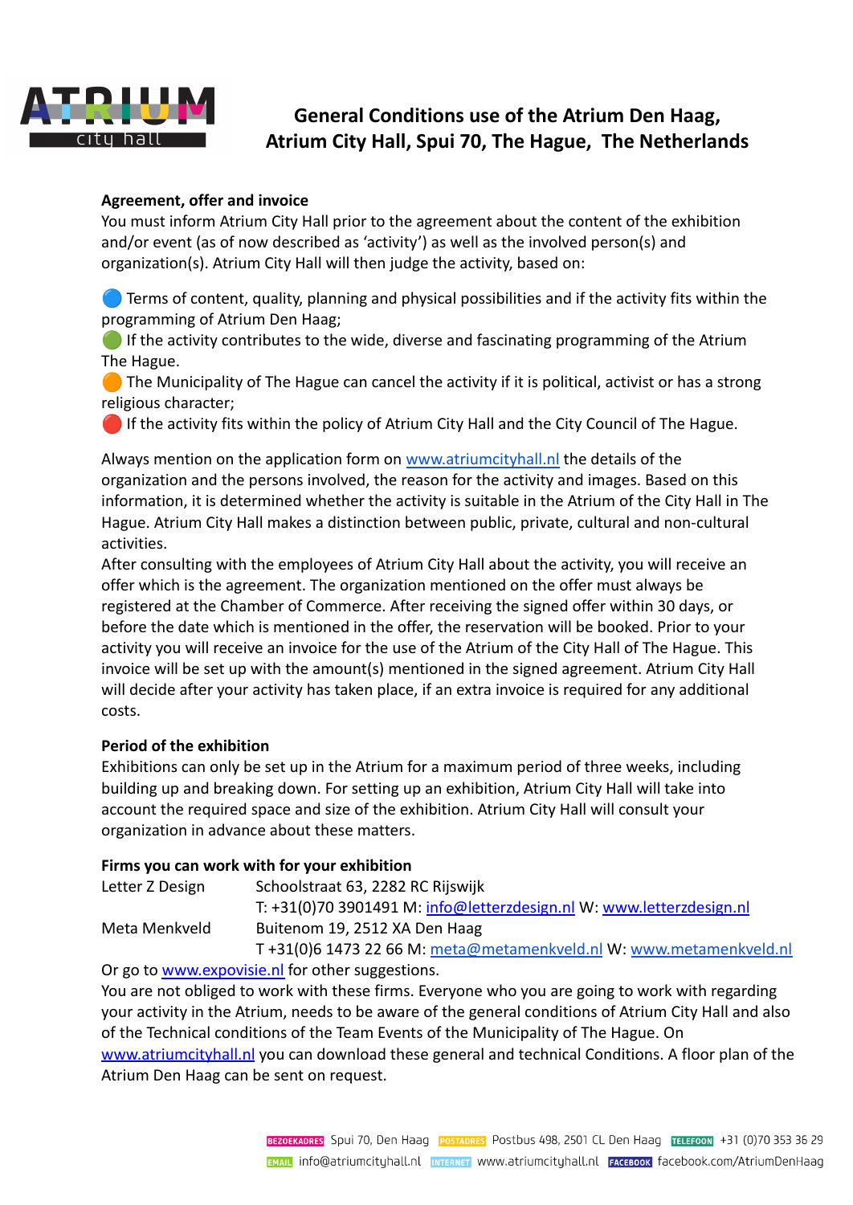# General Conditions use of the Atrium Den Haag, Atrium City Hall, Spui 70, The Hague, The Netherlands

**Agreement, offer and invoice**

You must inform Atrium City Hall prior to the agreement about the content of the exhibition and/or event (as of now described as 'activity') as well as the involved person(s) and organization(s). Atrium City Hall will then judge the activity, based on:

🔵 Terms of content, quality, planning and physical possibilities and if the activity fits within the programming of Atrium Den Haag;
🟢 If the activity contributes to the wide, diverse and fascinating programming of the Atrium The Hague.
🟠 The Municipality of The Hague can cancel the activity if it is political, activist or has a strong religious character;
🔴 If the activity fits within the policy of Atrium City Hall and the City Council of The Hague.

Always mention on the application form on www.atriumcityhall.nl the details of the organization and the persons involved, the reason for the activity and images. Based on this information, it is determined whether the activity is suitable in the Atrium of the City Hall in The Hague. Atrium City Hall makes a distinction between public, private, cultural and non-cultural activities.
After consulting with the employees of Atrium City Hall about the activity, you will receive an offer which is the agreement. The organization mentioned on the offer must always be registered at the Chamber of Commerce. After receiving the signed offer within 30 days, or before the date which is mentioned in the offer, the reservation will be booked. Prior to your activity you will receive an invoice for the use of the Atrium of the City Hall of The Hague. This invoice will be set up with the amount(s) mentioned in the signed agreement. Atrium City Hall will decide after your activity has taken place, if an extra invoice is required for any additional costs.

**Period of the exhibition**

Exhibitions can only be set up in the Atrium for a maximum period of three weeks, including building up and breaking down. For setting up an exhibition, Atrium City Hall will take into account the required space and size of the exhibition. Atrium City Hall will consult your organization in advance about these matters.

**Firms you can work with for your exhibition**

| | |
|---|---|
| Letter Z Design | Schoolstraat 63, 2282 RC Rijswijk<br>T: +31(0)70 3901491 M: info@letterzdesign.nl W: www.letterzdesign.nl |
| Meta Menkveld | Buitenom 19, 2512 XA Den Haag<br>T +31(0)6 1473 22 66 M: meta@metamenkveld.nl W: www.metamenkveld.nl |

Or go to www.expovisie.nl for other suggestions.
You are not obliged to work with these firms. Everyone who you are going to work with regarding your activity in the Atrium, needs to be aware of the general conditions of Atrium City Hall and also of the Technical conditions of the Team Events of the Municipality of The Hague. On www.atriumcityhall.nl you can download these general and technical Conditions. A floor plan of the Atrium Den Haag can be sent on request.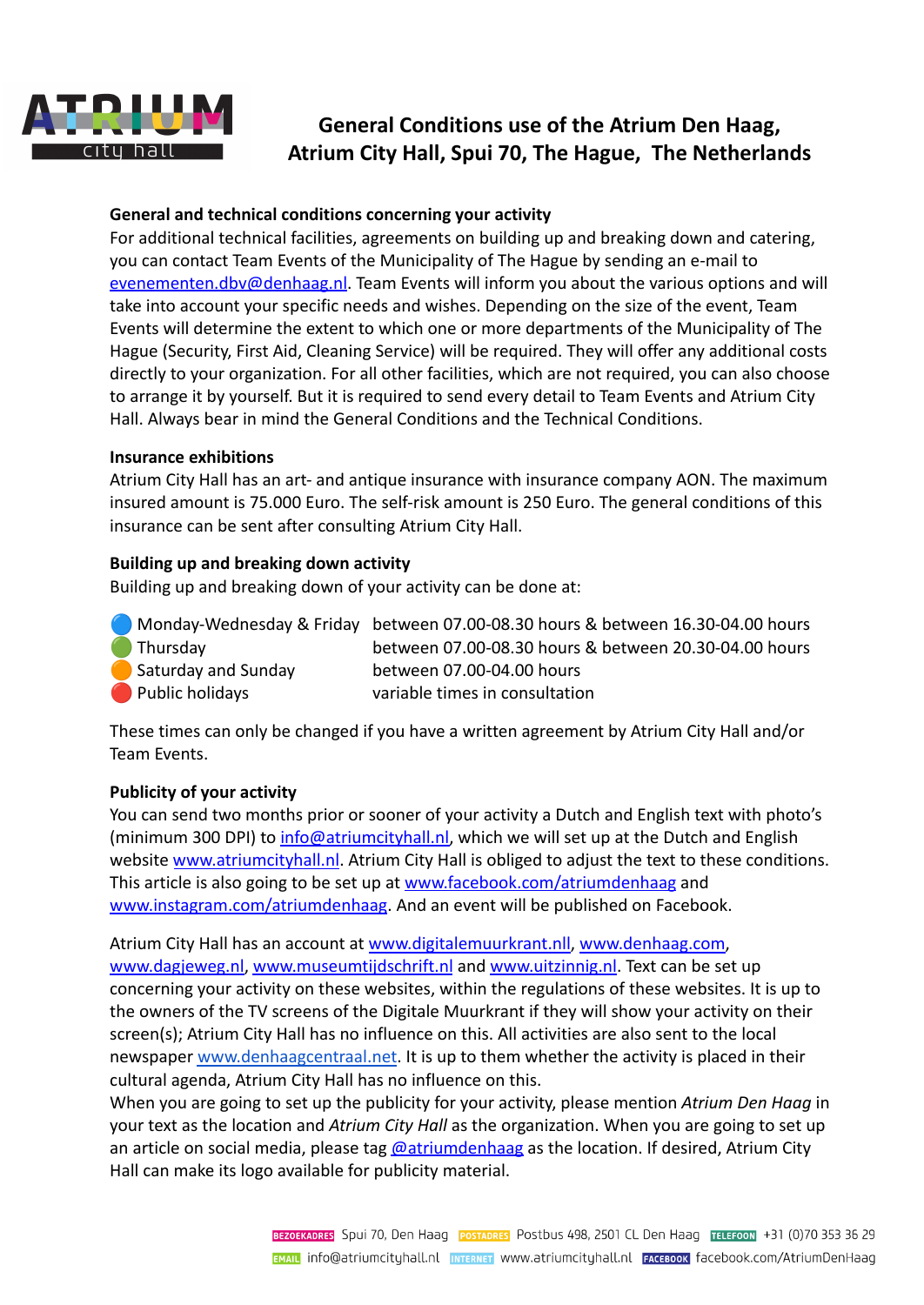# General Conditions use of the Atrium Den Haag, Atrium City Hall, Spui 70, The Hague, The Netherlands

**General and technical conditions concerning your activity**
For additional technical facilities, agreements on building up and breaking down and catering, you can contact Team Events of the Municipality of The Hague by sending an e-mail to evenementen.dbv@denhaag.nl. Team Events will inform you about the various options and will take into account your specific needs and wishes. Depending on the size of the event, Team Events will determine the extent to which one or more departments of the Municipality of The Hague (Security, First Aid, Cleaning Service) will be required. They will offer any additional costs directly to your organization. For all other facilities, which are not required, you can also choose to arrange it by yourself. But it is required to send every detail to Team Events and Atrium City Hall. Always bear in mind the General Conditions and the Technical Conditions.

**Insurance exhibitions**
Atrium City Hall has an art- and antique insurance with insurance company AON. The maximum insured amount is 75.000 Euro. The self-risk amount is 250 Euro. The general conditions of this insurance can be sent after consulting Atrium City Hall.

**Building up and breaking down activity**
Building up and breaking down of your activity can be done at:

| | |
|---|---|
| 🔵 Monday-Wednesday & Friday | between 07.00-08.30 hours & between 16.30-04.00 hours |
| 🟢 Thursday | between 07.00-08.30 hours & between 20.30-04.00 hours |
| 🟠 Saturday and Sunday | between 07.00-04.00 hours |
| 🔴 Public holidays | variable times in consultation |

These times can only be changed if you have a written agreement by Atrium City Hall and/or Team Events.

**Publicity of your activity**
You can send two months prior or sooner of your activity a Dutch and English text with photo's (minimum 300 DPI) to info@atriumcityhall.nl, which we will set up at the Dutch and English website www.atriumcityhall.nl. Atrium City Hall is obliged to adjust the text to these conditions. This article is also going to be set up at www.facebook.com/atriumdenhaag and www.instagram.com/atriumdenhaag. And an event will be published on Facebook.

Atrium City Hall has an account at www.digitalemuurkrant.nll, www.denhaag.com, www.dagjeweg.nl, www.museumtijdschrift.nl and www.uitzinnig.nl. Text can be set up concerning your activity on these websites, within the regulations of these websites. It is up to the owners of the TV screens of the Digitale Muurkrant if they will show your activity on their screen(s); Atrium City Hall has no influence on this. All activities are also sent to the local newspaper www.denhaagcentraal.net. It is up to them whether the activity is placed in their cultural agenda, Atrium City Hall has no influence on this.
When you are going to set up the publicity for your activity, please mention *Atrium Den Haag* in your text as the location and *Atrium City Hall* as the organization. When you are going to set up an article on social media, please tag @atriumdenhaag as the location. If desired, Atrium City Hall can make its logo available for publicity material.